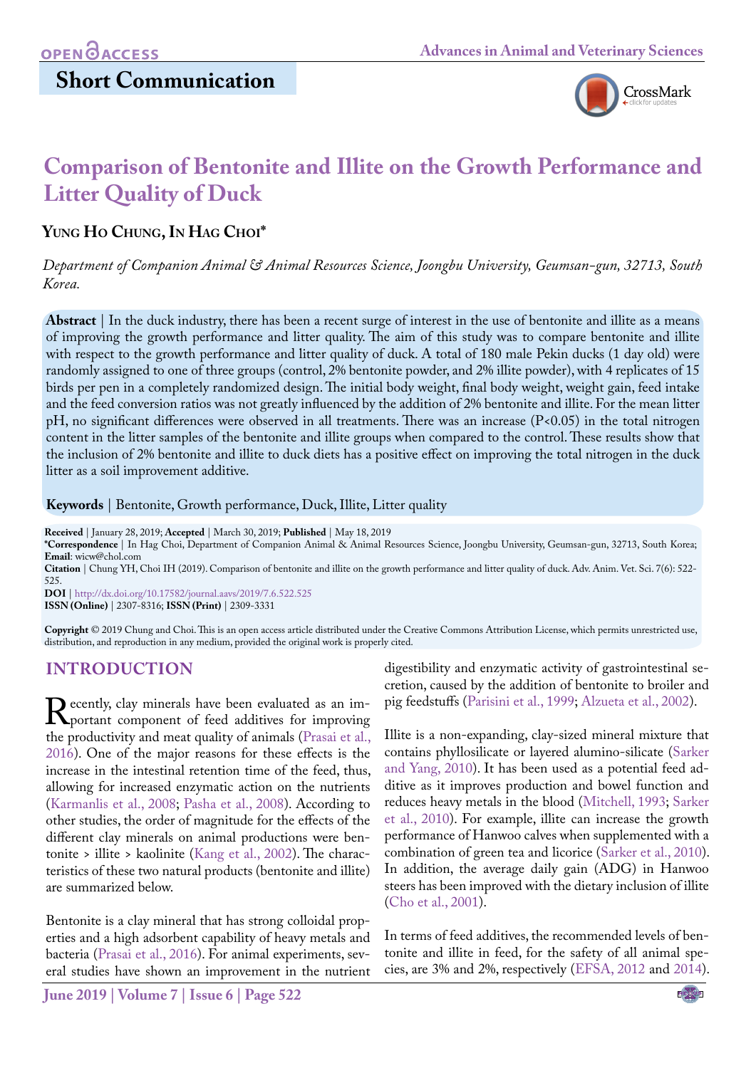Short Communication

# Comparison of Bentonite and Illite on the Growth Performance and Litter Quality of Duck

**Yung Ho Chung, In Hag Choi***

*Department of Companion Animal & Animal Resources Science, Joongbu University, Geumsan-gun, 32713, South Korea.*

**Abstract** | In the duck industry, there has been a recent surge of interest in the use of bentonite and illite as a means of improving the growth performance and litter quality. The aim of this study was to compare bentonite and illite with respect to the growth performance and litter quality of duck. A total of 180 male Pekin ducks (1 day old) were randomly assigned to one of three groups (control, 2% bentonite powder, and 2% illite powder), with 4 replicates of 15 birds per pen in a completely randomized design. The initial body weight, final body weight, weight gain, feed intake and the feed conversion ratios was not greatly influenced by the addition of 2% bentonite and illite. For the mean litter pH, no significant differences were observed in all treatments. There was an increase (P<0.05) in the total nitrogen content in the litter samples of the bentonite and illite groups when compared to the control. These results show that the inclusion of 2% bentonite and illite to duck diets has a positive effect on improving the total nitrogen in the duck litter as a soil improvement additive.

**Keywords** | Bentonite, Growth performance, Duck, Illite, Litter quality

**Received** | January 28, 2019; **Accepted** | March 30, 2019; **Published** | May 18, 2019
***Correspondence** | In Hag Choi, Department of Companion Animal & Animal Resources Science, Joongbu University, Geumsan-gun, 32713, South Korea; **Email**: wicw@chol.com
**Citation** | Chung YH, Choi IH (2019). Comparison of bentonite and illite on the growth performance and litter quality of duck. Adv. Anim. Vet. Sci. 7(6): 522-525.
**DOI** | http://dx.doi.org/10.17582/journal.aavs/2019/7.6.522.525
**ISSN (Online)** | 2307-8316; **ISSN (Print)** | 2309-3331

**Copyright** © 2019 Chung and Choi. This is an open access article distributed under the Creative Commons Attribution License, which permits unrestricted use, distribution, and reproduction in any medium, provided the original work is properly cited.

## INTRODUCTION

Recently, clay minerals have been evaluated as an important component of feed additives for improving the productivity and meat quality of animals (Prasai et al., 2016). One of the major reasons for these effects is the increase in the intestinal retention time of the feed, thus, allowing for increased enzymatic action on the nutrients (Karmanlis et al., 2008; Pasha et al., 2008). According to other studies, the order of magnitude for the effects of the different clay minerals on animal productions were bentonite > illite > kaolinite (Kang et al., 2002). The characteristics of these two natural products (bentonite and illite) are summarized below.

Bentonite is a clay mineral that has strong colloidal properties and a high adsorbent capability of heavy metals and bacteria (Prasai et al., 2016). For animal experiments, several studies have shown an improvement in the nutrient digestibility and enzymatic activity of gastrointestinal secretion, caused by the addition of bentonite to broiler and pig feedstuffs (Parisini et al., 1999; Alzueta et al., 2002).

Illite is a non-expanding, clay-sized mineral mixture that contains phyllosilicate or layered alumino-silicate (Sarker and Yang, 2010). It has been used as a potential feed additive as it improves production and bowel function and reduces heavy metals in the blood (Mitchell, 1993; Sarker et al., 2010). For example, illite can increase the growth performance of Hanwoo calves when supplemented with a combination of green tea and licorice (Sarker et al., 2010). In addition, the average daily gain (ADG) in Hanwoo steers has been improved with the dietary inclusion of illite (Cho et al., 2001).

In terms of feed additives, the recommended levels of bentonite and illite in feed, for the safety of all animal species, are 3% and 2%, respectively (EFSA, 2012 and 2014).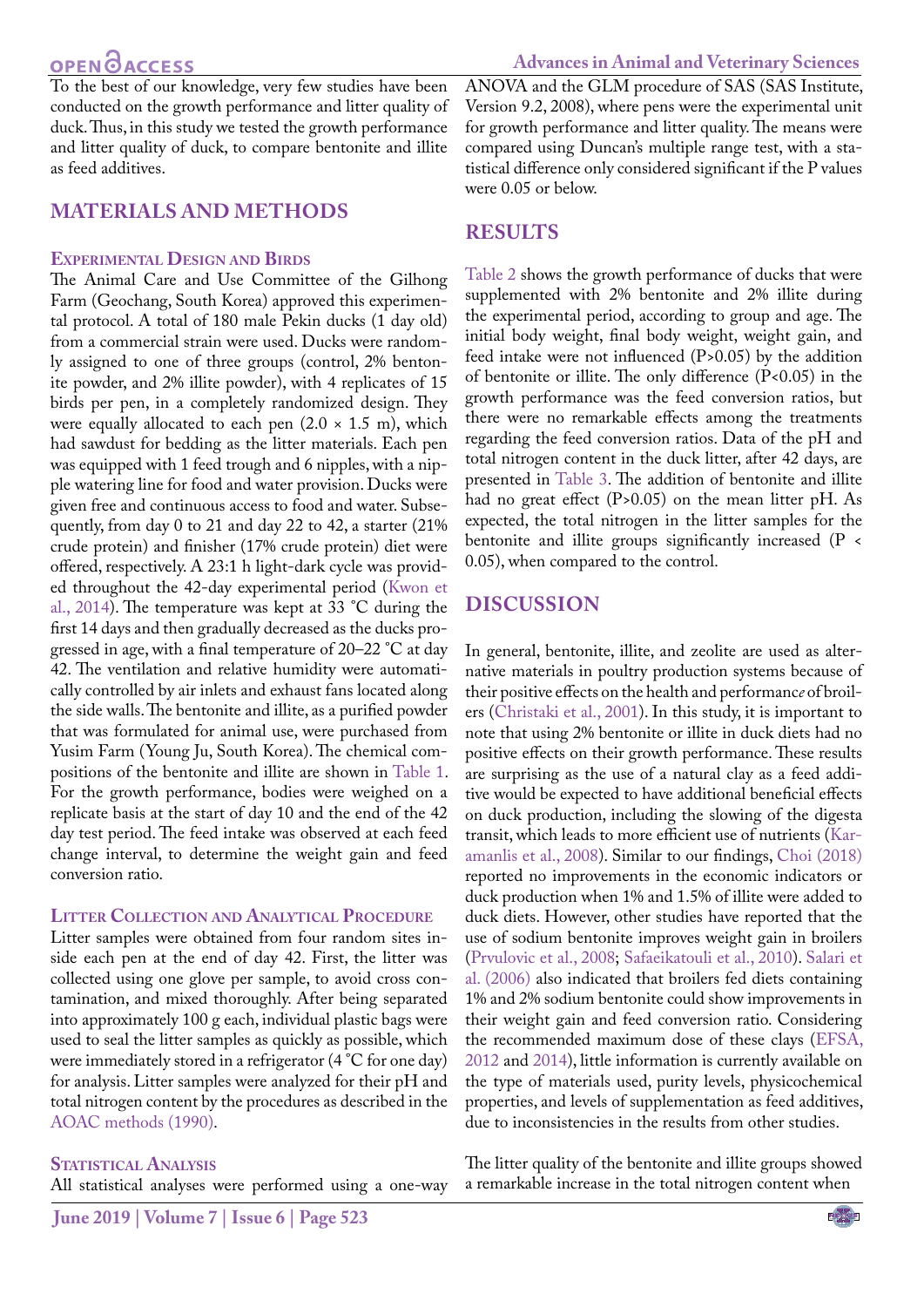To the best of our knowledge, very few studies have been conducted on the growth performance and litter quality of duck. Thus, in this study we tested the growth performance and litter quality of duck, to compare bentonite and illite as feed additives.

## MATERIALS AND METHODS

### Experimental Design and Birds

The Animal Care and Use Committee of the Gilhong Farm (Geochang, South Korea) approved this experimental protocol. A total of 180 male Pekin ducks (1 day old) from a commercial strain were used. Ducks were randomly assigned to one of three groups (control, 2% bentonite powder, and 2% illite powder), with 4 replicates of 15 birds per pen, in a completely randomized design. They were equally allocated to each pen (2.0 × 1.5 m), which had sawdust for bedding as the litter materials. Each pen was equipped with 1 feed trough and 6 nipples, with a nipple watering line for food and water provision. Ducks were given free and continuous access to food and water. Subsequently, from day 0 to 21 and day 22 to 42, a starter (21% crude protein) and finisher (17% crude protein) diet were offered, respectively. A 23:1 h light-dark cycle was provided throughout the 42-day experimental period (Kwon et al., 2014). The temperature was kept at 33 °C during the first 14 days and then gradually decreased as the ducks progressed in age, with a final temperature of 20–22 °C at day 42. The ventilation and relative humidity were automatically controlled by air inlets and exhaust fans located along the side walls. The bentonite and illite, as a purified powder that was formulated for animal use, were purchased from Yusim Farm (Young Ju, South Korea). The chemical compositions of the bentonite and illite are shown in Table 1. For the growth performance, bodies were weighed on a replicate basis at the start of day 10 and the end of the 42 day test period. The feed intake was observed at each feed change interval, to determine the weight gain and feed conversion ratio.

### Litter Collection and Analytical Procedure

Litter samples were obtained from four random sites inside each pen at the end of day 42. First, the litter was collected using one glove per sample, to avoid cross contamination, and mixed thoroughly. After being separated into approximately 100 g each, individual plastic bags were used to seal the litter samples as quickly as possible, which were immediately stored in a refrigerator (4 °C for one day) for analysis. Litter samples were analyzed for their pH and total nitrogen content by the procedures as described in the AOAC methods (1990).

### Statistical Analysis

All statistical analyses were performed using a one-way ANOVA and the GLM procedure of SAS (SAS Institute, Version 9.2, 2008), where pens were the experimental unit for growth performance and litter quality. The means were compared using Duncan's multiple range test, with a statistical difference only considered significant if the P values were 0.05 or below.

## RESULTS

Table 2 shows the growth performance of ducks that were supplemented with 2% bentonite and 2% illite during the experimental period, according to group and age. The initial body weight, final body weight, weight gain, and feed intake were not influenced ($P>0.05$) by the addition of bentonite or illite. The only difference ($P<0.05$) in the growth performance was the feed conversion ratios, but there were no remarkable effects among the treatments regarding the feed conversion ratios. Data of the pH and total nitrogen content in the duck litter, after 42 days, are presented in Table 3. The addition of bentonite and illite had no great effect ($P>0.05$) on the mean litter pH. As expected, the total nitrogen in the litter samples for the bentonite and illite groups significantly increased ($P < 0.05$), when compared to the control.

## DISCUSSION

In general, bentonite, illite, and zeolite are used as alternative materials in poultry production systems because of their positive effects on the health and performance of broilers (Christaki et al., 2001). In this study, it is important to note that using 2% bentonite or illite in duck diets had no positive effects on their growth performance. These results are surprising as the use of a natural clay as a feed additive would be expected to have additional beneficial effects on duck production, including the slowing of the digesta transit, which leads to more efficient use of nutrients (Karamanlis et al., 2008). Similar to our findings, Choi (2018) reported no improvements in the economic indicators or duck production when 1% and 1.5% of illite were added to duck diets. However, other studies have reported that the use of sodium bentonite improves weight gain in broilers (Prvulovic et al., 2008; Safaeikatouli et al., 2010). Salari et al. (2006) also indicated that broilers fed diets containing 1% and 2% sodium bentonite could show improvements in their weight gain and feed conversion ratio. Considering the recommended maximum dose of these clays (EFSA, 2012 and 2014), little information is currently available on the type of materials used, purity levels, physicochemical properties, and levels of supplementation as feed additives, due to inconsistencies in the results from other studies.

The litter quality of the bentonite and illite groups showed a remarkable increase in the total nitrogen content when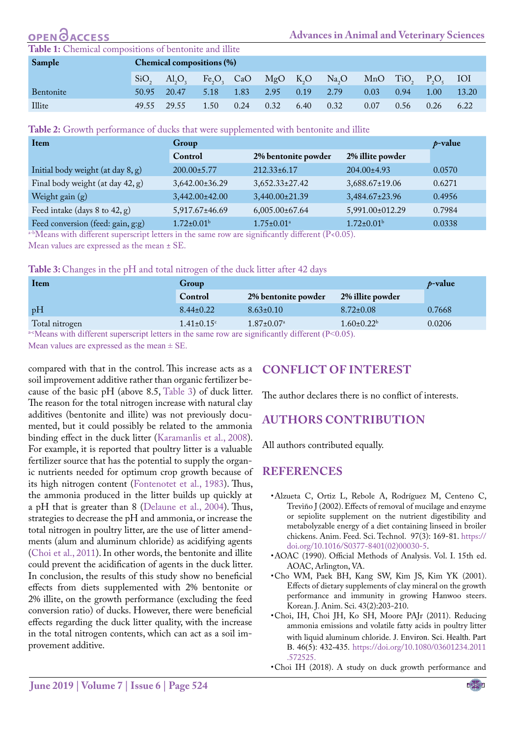**Table 1:** Chemical compositions of bentonite and illite

| Sample | Chemical compositions (%) | | | | | | | | | | |
|---|---|---|---|---|---|---|---|---|---|---|---|
| | $SiO_2$ | $Al_2O_3$ | $Fe_2O_3$ | CaO | MgO | $K_2O$ | $Na_2O$ | MnO | $TiO_2$ | $P_2O_5$ | IOI |
| Bentonite | 50.95 | 20.47 | 5.18 | 1.83 | 2.95 | 0.19 | 2.79 | 0.03 | 0.94 | 1.00 | 13.20 |
| Illite | 49.55 | 29.55 | 1.50 | 0.24 | 0.32 | 6.40 | 0.32 | 0.07 | 0.56 | 0.26 | 6.22 |

**Table 2:** Growth performance of ducks that were supplemented with bentonite and illite

| Item | Group | | | *p*-value |
|---|---|---|---|---|
| | Control | 2% bentonite powder | 2% illite powder | |
| Initial body weight (at day 8, g) | 200.00±5.77 | 212.33±6.17 | 204.00±4.93 | 0.0570 |
| Final body weight (at day 42, g) | 3,642.00±36.29 | 3,652.33±27.42 | 3,688.67±19.06 | 0.6271 |
| Weight gain (g) | 3,442.00±42.00 | 3,440.00±21.39 | 3,484.67±23.96 | 0.4956 |
| Feed intake (days 8 to 42, g) | 5,917.67±46.69 | 6,005.00±67.64 | 5,991.00±012.29 | 0.7984 |
| Feed conversion (feed: gain, g:g) | 1.72±0.01[b] | 1.75±0.01[a] | 1.72±0.01[b] | 0.0338 |

[a-b]Means with different superscript letters in the same row are significantly different (P<0.05).
Mean values are expressed as the mean ± SE.

**Table 3:** Changes in the pH and total nitrogen of the duck litter after 42 days

| Item | Group | | | *p*-value |
|---|---|---|---|---|
| | Control | 2% bentonite powder | 2% illite powder | |
| pH | 8.44±0.22 | 8.63±0.10 | 8.72±0.08 | 0.7668 |
| Total nitrogen | 1.41±0.15[c] | 1.87±0.07[a] | 1.60±0.22[b] | 0.0206 |

[a-c]Means with different superscript letters in the same row are significantly different (P<0.05).
Mean values are expressed as the mean ± SE.

compared with that in the control. This increase acts as a soil improvement additive rather than organic fertilizer because of the basic pH (above 8.5, Table 3) of duck litter. The reason for the total nitrogen increase with natural clay additives (bentonite and illite) was not previously documented, but it could possibly be related to the ammonia binding effect in the duck litter (Karamanlis et al., 2008). For example, it is reported that poultry litter is a valuable fertilizer source that has the potential to supply the organic nutrients needed for optimum crop growth because of its high nitrogen content (Fontenotet et al., 1983). Thus, the ammonia produced in the litter builds up quickly at a pH that is greater than 8 (Delaune et al., 2004). Thus, strategies to decrease the pH and ammonia, or increase the total nitrogen in poultry litter, are the use of litter amendments (alum and aluminum chloride) as acidifying agents (Choi et al., 2011). In other words, the bentonite and illite could prevent the acidification of agents in the duck litter. In conclusion, the results of this study show no beneficial effects from diets supplemented with 2% bentonite or 2% illite, on the growth performance (excluding the feed conversion ratio) of ducks. However, there were beneficial effects regarding the duck litter quality, with the increase in the total nitrogen contents, which can act as a soil improvement additive.

## CONFLICT OF INTEREST

The author declares there is no conflict of interests.

## AUTHORS CONTRIBUTION

All authors contributed equally.

## REFERENCES

- Alzueta C, Ortiz L, Rebole A, Rodríguez M, Centeno C, Treviño J (2002). Effects of removal of mucilage and enzyme or sepiolite supplement on the nutrient digestibility and metabolizable energy of a diet containing linseed in broiler chickens. Anim. Feed. Sci. Technol. 97(3): 169-81. https://doi.org/10.1016/S0377-8401(02)00030-5.
- AOAC (1990). Official Methods of Analysis. Vol. I. 15th ed. AOAC, Arlington, VA.
- Cho WM, Paek BH, Kang SW, Kim JS, Kim YK (2001). Effects of dietary supplements of clay mineral on the growth performance and immunity in growing Hanwoo steers. Korean. J. Anim. Sci. 43(2):203-210.
- Choi, IH, Choi JH, Ko SH, Moore PAJr (2011). Reducing ammonia emissions and volatile fatty acids in poultry litter with liquid aluminum chloride. J. Environ. Sci. Health. Part B. 46(5): 432-435. https://doi.org/10.1080/03601234.2011.572525.
- Choi IH (2018). A study on duck growth performance and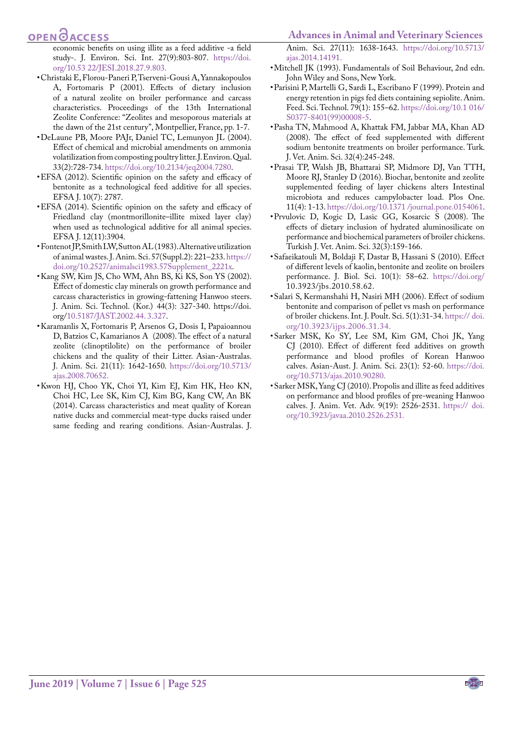economic benefits on using illite as a feed additive -a field study-. J. Environ. Sci. Int. 27(9):803-807. https://doi.org/10.53 22/JESI.2018.27.9.803.

- Christaki E, Florou-Paneri P, Tserveni-Gousi A, Yannakopoulos A, Fortomaris P (2001). Effects of dietary inclusion of a natural zeolite on broiler performance and carcass characteristics. Proceedings of the 13th International Zeolite Conference: "Zeolites and mesoporous materials at the dawn of the 21st century", Montpellier, France, pp. 1-7.
- DeLaune PB, Moore PAJr, Daniel TC, Lemunyon JL (2004). Effect of chemical and microbial amendments on ammonia volatilization from composting poultry litter. J. Environ. Qual. 33(2):728-734. https://doi.org/10.2134/jeq2004.7280.
- EFSA (2012). Scientific opinion on the safety and efficacy of bentonite as a technological feed additive for all species. EFSA J. 10(7): 2787.
- EFSA (2014). Scientific opinion on the safety and efficacy of Friedland clay (montmorillonite–illite mixed layer clay) when used as technological additive for all animal species. EFSA J. 12(11):3904.
- Fontenot JP, Smith LW, Sutton AL (1983). Alternative utilization of animal wastes. J. Anim. Sci. 57(Suppl.2): 221–233. https://doi.org/10.2527/animalsci1983.57Supplement_2221x.
- Kang SW, Kim JS, Cho WM, Ahn BS, Ki KS, Son YS (2002). Effect of domestic clay minerals on growth performance and carcass characteristics in growing-fattening Hanwoo steers. J. Anim. Sci. Technol. (Kor.) 44(3): 327-340. https://doi.org/10.5187/JAST.2002.44. 3.327.
- Karamanlis X, Fortomaris P, Arsenos G, Dosis I, Papaioannou D, Batzios C, Kamarianos A (2008). The effect of a natural zeolite (clinoptilolite) on the performance of broiler chickens and the quality of their Litter. Asian-Australas. J. Anim. Sci. 21(11): 1642-1650. https://doi.org/10.5713/ajas.2008.70652.
- Kwon HJ, Choo YK, Choi YI, Kim EJ, Kim HK, Heo KN, Choi HC, Lee SK, Kim CJ, Kim BG, Kang CW, An BK (2014). Carcass characteristics and meat quality of Korean native ducks and commercial meat-type ducks raised under same feeding and rearing conditions. Asian-Australas. J. Anim. Sci. 27(11): 1638-1643. https://doi.org/10.5713/ajas.2014.14191.
- Mitchell JK (1993). Fundamentals of Soil Behaviour, 2nd edn. John Wiley and Sons, New York.
- Parisini P, Martelli G, Sardi L, Escribano F (1999). Protein and energy retention in pigs fed diets containing sepiolite. Anim. Feed. Sci. Technol. 79(1): 155–62. https://doi.org/10.1 016/S0377-8401(99)00008-5.
- Pasha TN, Mahmood A, Khattak FM, Jabbar MA, Khan AD (2008). The effect of feed supplemented with different sodium bentonite treatments on broiler performance. Turk. J. Vet. Anim. Sci. 32(4):245-248.
- Prasai TP, Walsh JB, Bhattarai SP, Midmore DJ, Van TTH, Moore RJ, Stanley D (2016). Biochar, bentonite and zeolite supplemented feeding of layer chickens alters Intestinal microbiota and reduces campylobacter load. Plos One. 11(4): 1-13. https://doi.org/10.1371 /journal.pone.0154061.
- Prvulovic D, Kogic D, Lasic GG, Kosarcic S (2008). The effects of dietary inclusion of hydrated aluminosilicate on performance and biochemical parameters of broiler chickens. Turkish J. Vet. Anim. Sci. 32(3):159-166.
- Safaeikatouli M, Boldaji F, Dastar B, Hassani S (2010). Effect of different levels of kaolin, bentonite and zeolite on broilers performance. J. Biol. Sci. 10(1): 58–62. https://doi.org/10.3923/jbs.2010.58.62.
- Salari S, Kermanshahi H, Nasiri MH (2006). Effect of sodium bentonite and comparison of pellet vs mash on performance of broiler chickens. Int. J. Poult. Sci. 5(1):31-34. https:// doi.org/10.3923/ijps.2006.31.34.
- Sarker MSK, Ko SY, Lee SM, Kim GM, Choi JK, Yang CJ (2010). Effect of different feed additives on growth performance and blood profiles of Korean Hanwoo calves. Asian-Aust. J. Anim. Sci. 23(1): 52-60. https://doi.org/10.5713/ajas.2010.90280.
- Sarker MSK, Yang CJ (2010). Propolis and illite as feed additives on performance and blood profiles of pre-weaning Hanwoo calves. J. Anim. Vet. Adv. 9(19): 2526-2531. https:// doi.org/10.3923/javaa.2010.2526.2531.